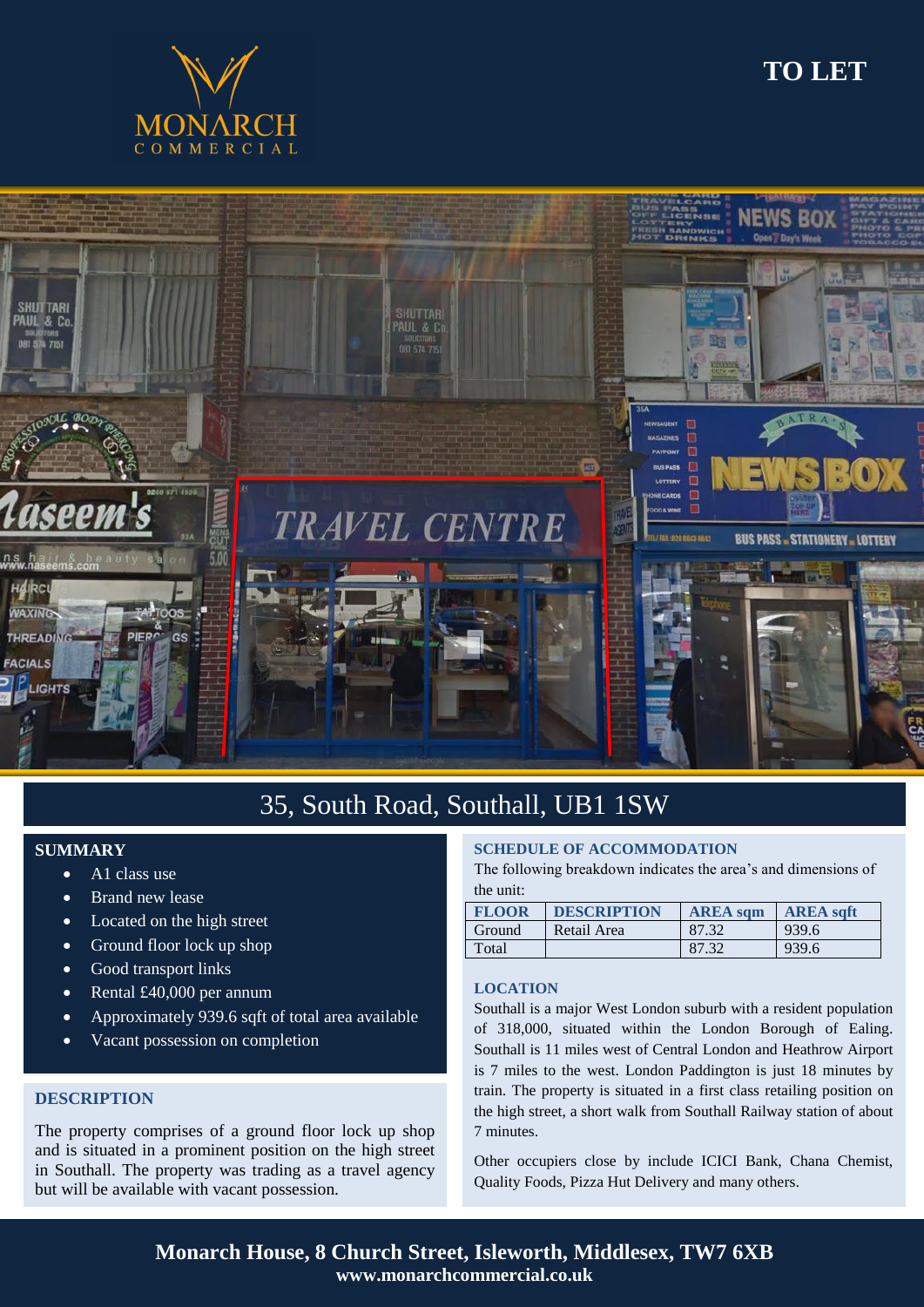MONARCH COMMERCIAL

# TO LET

## 35, South Road, Southall, UB1 1SW

### SUMMARY

- A1 class use
- Brand new lease
- Located on the high street
- Ground floor lock up shop
- Good transport links
- Rental £40,000 per annum
- Approximately 939.6 sqft of total area available
- Vacant possession on completion

### DESCRIPTION

The property comprises of a ground floor lock up shop and is situated in a prominent position on the high street in Southall. The property was trading as a travel agency but will be available with vacant possession.

### SCHEDULE OF ACCOMMODATION

The following breakdown indicates the area's and dimensions of the unit:

| FLOOR | DESCRIPTION | AREA sqm | AREA sqft |
|---|---|---|---|
| Ground | Retail Area | 87.32 | 939.6 |
| Total | | 87.32 | 939.6 |

### LOCATION

Southall is a major West London suburb with a resident population of 318,000, situated within the London Borough of Ealing. Southall is 11 miles west of Central London and Heathrow Airport is 7 miles to the west. London Paddington is just 18 minutes by train. The property is situated in a first class retailing position on the high street, a short walk from Southall Railway station of about 7 minutes.

Other occupiers close by include ICICI Bank, Chana Chemist, Quality Foods, Pizza Hut Delivery and many others.

**Monarch House, 8 Church Street, Isleworth, Middlesex, TW7 6XB**
**www.monarchcommercial.co.uk**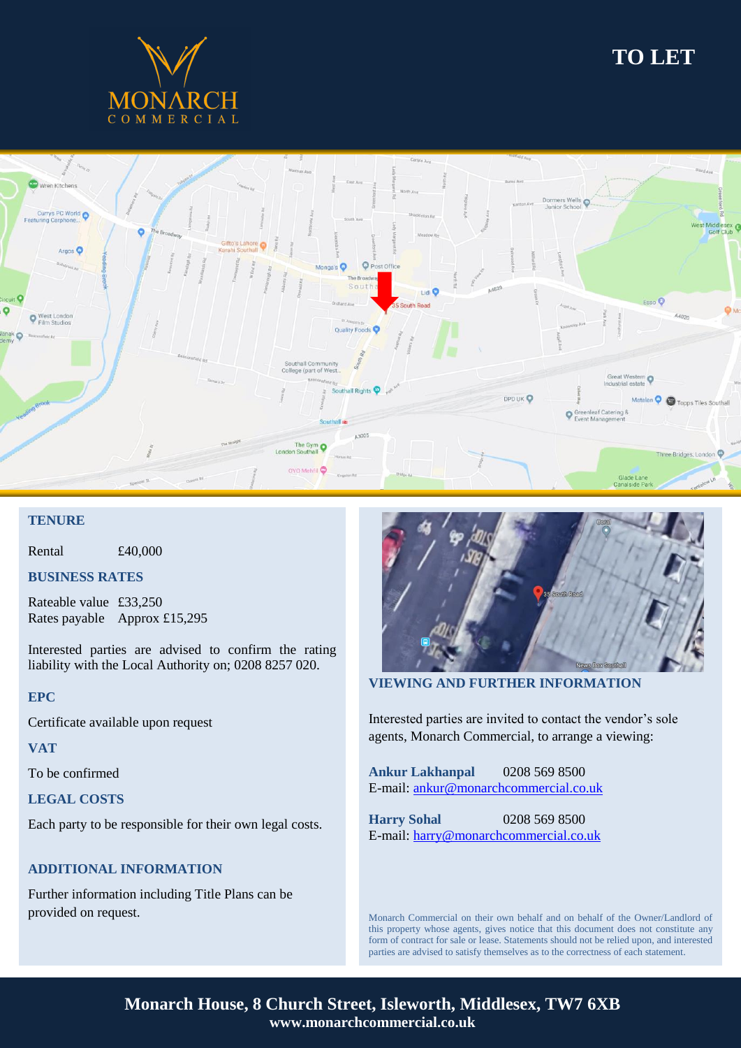MONARCH COMMERCIAL

# TO LET

### TENURE

Rental £40,000

### BUSINESS RATES

Rateable value £33,250
Rates payable Approx £15,295

Interested parties are advised to confirm the rating liability with the Local Authority on; 0208 8257 020.

### EPC

Certificate available upon request

### VAT

To be confirmed

### LEGAL COSTS

Each party to be responsible for their own legal costs.

### ADDITIONAL INFORMATION

Further information including Title Plans can be provided on request.

### VIEWING AND FURTHER INFORMATION

Interested parties are invited to contact the vendor's sole agents, Monarch Commercial, to arrange a viewing:

**Ankur Lakhanpal** 0208 569 8500
E-mail: ankur@monarchcommercial.co.uk

**Harry Sohal** 0208 569 8500
E-mail: harry@monarchcommercial.co.uk

Monarch Commercial on their own behalf and on behalf of the Owner/Landlord of this property whose agents, gives notice that this document does not constitute any form of contract for sale or lease. Statements should not be relied upon, and interested parties are advised to satisfy themselves as to the correctness of each statement.

**Monarch House, 8 Church Street, Isleworth, Middlesex, TW7 6XB**
**www.monarchcommercial.co.uk**